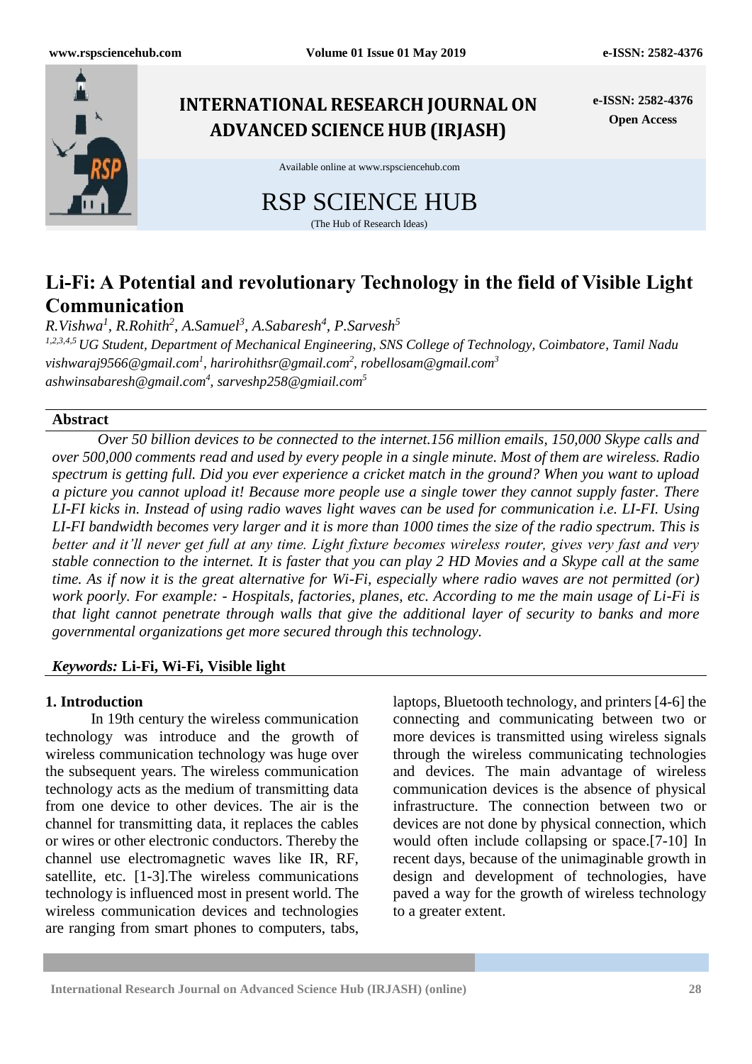# Li-Fi: A Potential and revolutionary Technology in the field of Visible Light Communication

*R.Vishwa[1], R.Rohith[2], A.Samuel[3], A.Sabaresh[4], P.Sarvesh[5]*

*[1,2,3,4,5] UG Student, Department of Mechanical Engineering, SNS College of Technology, Coimbatore, Tamil Nadu*

*vishwaraj9566@gmail.com[1], harirohithsr@gmail.com[2], robellosam@gmail.com[3]*

*ashwinsabaresh@gmail.com[4], sarveshp258@gmiail.com[5]*

## Abstract

*Over 50 billion devices to be connected to the internet.156 million emails, 150,000 Skype calls and over 500,000 comments read and used by every people in a single minute. Most of them are wireless. Radio spectrum is getting full. Did you ever experience a cricket match in the ground? When you want to upload a picture you cannot upload it! Because more people use a single tower they cannot supply faster. There LI-FI kicks in. Instead of using radio waves light waves can be used for communication i.e. LI-FI. Using LI-FI bandwidth becomes very larger and it is more than 1000 times the size of the radio spectrum. This is better and it'll never get full at any time. Light fixture becomes wireless router, gives very fast and very stable connection to the internet. It is faster that you can play 2 HD Movies and a Skype call at the same time. As if now it is the great alternative for Wi-Fi, especially where radio waves are not permitted (or) work poorly. For example: - Hospitals, factories, planes, etc. According to me the main usage of Li-Fi is that light cannot penetrate through walls that give the additional layer of security to banks and more governmental organizations get more secured through this technology.*

***Keywords:*** **Li-Fi, Wi-Fi, Visible light**

## 1. Introduction

In 19th century the wireless communication technology was introduce and the growth of wireless communication technology was huge over the subsequent years. The wireless communication technology acts as the medium of transmitting data from one device to other devices. The air is the channel for transmitting data, it replaces the cables or wires or other electronic conductors. Thereby the channel use electromagnetic waves like IR, RF, satellite, etc. [1-3].The wireless communications technology is influenced most in present world. The wireless communication devices and technologies are ranging from smart phones to computers, tabs, laptops, Bluetooth technology, and printers [4-6] the connecting and communicating between two or more devices is transmitted using wireless signals through the wireless communicating technologies and devices. The main advantage of wireless communication devices is the absence of physical infrastructure. The connection between two or devices are not done by physical connection, which would often include collapsing or space.[7-10] In recent days, because of the unimaginable growth in design and development of technologies, have paved a way for the growth of wireless technology to a greater extent.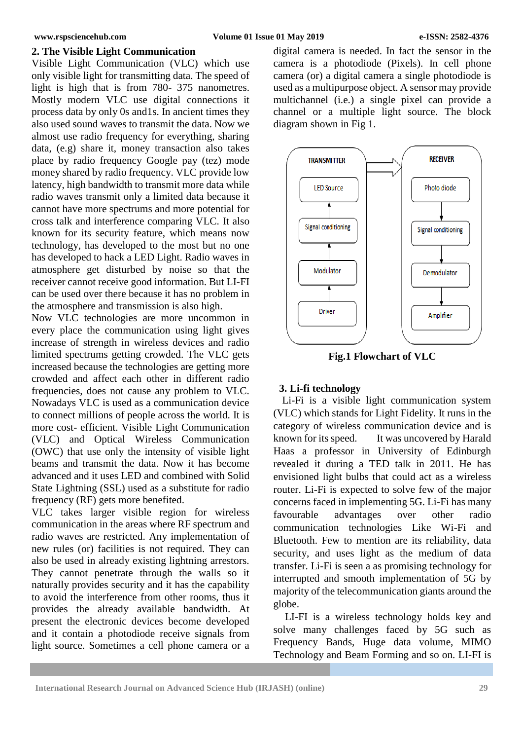## 2. The Visible Light Communication

Visible Light Communication (VLC) which use only visible light for transmitting data. The speed of light is high that is from 780- 375 nanometres. Mostly modern VLC use digital connections it process data by only 0s and1s. In ancient times they also used sound waves to transmit the data. Now we almost use radio frequency for everything, sharing data, (e.g) share it, money transaction also takes place by radio frequency Google pay (tez) mode money shared by radio frequency. VLC provide low latency, high bandwidth to transmit more data while radio waves transmit only a limited data because it cannot have more spectrums and more potential for cross talk and interference comparing VLC. It also known for its security feature, which means now technology, has developed to the most but no one has developed to hack a LED Light. Radio waves in atmosphere get disturbed by noise so that the receiver cannot receive good information. But LI-FI can be used over there because it has no problem in the atmosphere and transmission is also high.

Now VLC technologies are more uncommon in every place the communication using light gives increase of strength in wireless devices and radio limited spectrums getting crowded. The VLC gets increased because the technologies are getting more crowded and affect each other in different radio frequencies, does not cause any problem to VLC. Nowadays VLC is used as a communication device to connect millions of people across the world. It is more cost- efficient. Visible Light Communication (VLC) and Optical Wireless Communication (OWC) that use only the intensity of visible light beams and transmit the data. Now it has become advanced and it uses LED and combined with Solid State Lightning (SSL) used as a substitute for radio frequency (RF) gets more benefited.

VLC takes larger visible region for wireless communication in the areas where RF spectrum and radio waves are restricted. Any implementation of new rules (or) facilities is not required. They can also be used in already existing lightning arrestors. They cannot penetrate through the walls so it naturally provides security and it has the capability to avoid the interference from other rooms, thus it provides the already available bandwidth. At present the electronic devices become developed and it contain a photodiode receive signals from light source. Sometimes a cell phone camera or a digital camera is needed. In fact the sensor in the camera is a photodiode (Pixels). In cell phone camera (or) a digital camera a single photodiode is used as a multipurpose object. A sensor may provide multichannel (i.e.) a single pixel can provide a channel or a multiple light source. The block diagram shown in Fig 1.

TRANSMITTER: Driver → Modulator → Signal conditioning → LED Source ⇒ RECEIVER: Photo diode → Signal conditioning → Demodulator → Amplifier

**Fig.1 Flowchart of VLC**

## 3. Li-fi technology

Li-Fi is a visible light communication system (VLC) which stands for Light Fidelity. It runs in the category of wireless communication device and is known for its speed. It was uncovered by Harald Haas a professor in University of Edinburgh revealed it during a TED talk in 2011. He has envisioned light bulbs that could act as a wireless router. Li-Fi is expected to solve few of the major concerns faced in implementing 5G. Li-Fi has many favourable advantages over other radio communication technologies Like Wi-Fi and Bluetooth. Few to mention are its reliability, data security, and uses light as the medium of data transfer. Li-Fi is seen a as promising technology for interrupted and smooth implementation of 5G by majority of the telecommunication giants around the globe.

LI-FI is a wireless technology holds key and solve many challenges faced by 5G such as Frequency Bands, Huge data volume, MIMO Technology and Beam Forming and so on. LI-FI is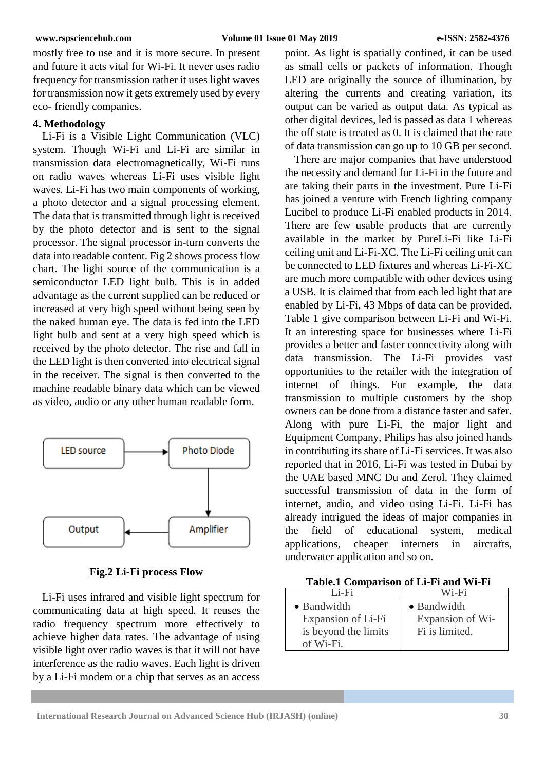mostly free to use and it is more secure. In present and future it acts vital for Wi-Fi. It never uses radio frequency for transmission rather it uses light waves for transmission now it gets extremely used by every eco- friendly companies.

## 4. Methodology

Li-Fi is a Visible Light Communication (VLC) system. Though Wi-Fi and Li-Fi are similar in transmission data electromagnetically, Wi-Fi runs on radio waves whereas Li-Fi uses visible light waves. Li-Fi has two main components of working, a photo detector and a signal processing element. The data that is transmitted through light is received by the photo detector and is sent to the signal processor. The signal processor in-turn converts the data into readable content. Fig 2 shows process flow chart. The light source of the communication is a semiconductor LED light bulb. This is in added advantage as the current supplied can be reduced or increased at very high speed without being seen by the naked human eye. The data is fed into the LED light bulb and sent at a very high speed which is received by the photo detector. The rise and fall in the LED light is then converted into electrical signal in the receiver. The signal is then converted to the machine readable binary data which can be viewed as video, audio or any other human readable form.

LED source → Photo Diode → Amplifier → Output

**Fig.2 Li-Fi process Flow**

Li-Fi uses infrared and visible light spectrum for communicating data at high speed. It reuses the radio frequency spectrum more effectively to achieve higher data rates. The advantage of using visible light over radio waves is that it will not have interference as the radio waves. Each light is driven by a Li-Fi modem or a chip that serves as an access point. As light is spatially confined, it can be used as small cells or packets of information. Though LED are originally the source of illumination, by altering the currents and creating variation, its output can be varied as output data. As typical as other digital devices, led is passed as data 1 whereas the off state is treated as 0. It is claimed that the rate of data transmission can go up to 10 GB per second.

There are major companies that have understood the necessity and demand for Li-Fi in the future and are taking their parts in the investment. Pure Li-Fi has joined a venture with French lighting company Lucibel to produce Li-Fi enabled products in 2014. There are few usable products that are currently available in the market by PureLi-Fi like Li-Fi ceiling unit and Li-Fi-XC. The Li-Fi ceiling unit can be connected to LED fixtures and whereas Li-Fi-XC are much more compatible with other devices using a USB. It is claimed that from each led light that are enabled by Li-Fi, 43 Mbps of data can be provided. Table 1 give comparison between Li-Fi and Wi-Fi. It an interesting space for businesses where Li-Fi provides a better and faster connectivity along with data transmission. The Li-Fi provides vast opportunities to the retailer with the integration of internet of things. For example, the data transmission to multiple customers by the shop owners can be done from a distance faster and safer. Along with pure Li-Fi, the major light and Equipment Company, Philips has also joined hands in contributing its share of Li-Fi services. It was also reported that in 2016, Li-Fi was tested in Dubai by the UAE based MNC Du and Zerol. They claimed successful transmission of data in the form of internet, audio, and video using Li-Fi. Li-Fi has already intrigued the ideas of major companies in the field of educational system, medical applications, cheaper internets in aircrafts, underwater application and so on.

**Table.1 Comparison of Li-Fi and Wi-Fi**

| Li-Fi | Wi-Fi |
|---|---|
| • Bandwidth Expansion of Li-Fi is beyond the limits of Wi-Fi. | • Bandwidth Expansion of Wi-Fi is limited. |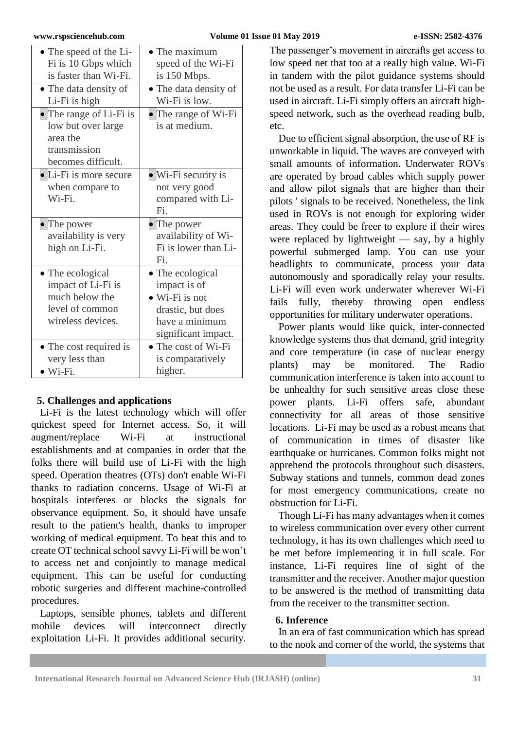| | |
|---|---|
| • The speed of the Li-Fi is 10 Gbps which is faster than Wi-Fi. | • The maximum speed of the Wi-Fi is 150 Mbps. |
| • The data density of Li-Fi is high | • The data density of Wi-Fi is low. |
| • The range of Li-Fi is low but over large area the transmission becomes difficult. | • The range of Wi-Fi is at medium. |
| • Li-Fi is more secure when compare to Wi-Fi. | • Wi-Fi security is not very good compared with Li-Fi. |
| • The power availability is very high on Li-Fi. | • The power availability of Wi-Fi is lower than Li-Fi. |
| • The ecological impact of Li-Fi is much below the level of common wireless devices. | • The ecological impact is of • Wi-Fi is not drastic, but does have a minimum significant impact. |
| • The cost required is very less than • Wi-Fi. | • The cost of Wi-Fi is comparatively higher. |

## 5. Challenges and applications

Li-Fi is the latest technology which will offer quickest speed for Internet access. So, it will augment/replace Wi-Fi at instructional establishments and at companies in order that the folks there will build use of Li-Fi with the high speed. Operation theatres (OTs) don't enable Wi-Fi thanks to radiation concerns. Usage of Wi-Fi at hospitals interferes or blocks the signals for observance equipment. So, it should have unsafe result to the patient's health, thanks to improper working of medical equipment. To beat this and to create OT technical school savvy Li-Fi will be won't to access net and conjointly to manage medical equipment. This can be useful for conducting robotic surgeries and different machine-controlled procedures.

Laptops, sensible phones, tablets and different mobile devices will interconnect directly exploitation Li-Fi. It provides additional security. The passenger's movement in aircrafts get access to low speed net that too at a really high value. Wi-Fi in tandem with the pilot guidance systems should not be used as a result. For data transfer Li-Fi can be used in aircraft. Li-Fi simply offers an aircraft high-speed network, such as the overhead reading bulb, etc.

Due to efficient signal absorption, the use of RF is unworkable in liquid. The waves are conveyed with small amounts of information. Underwater ROVs are operated by broad cables which supply power and allow pilot signals that are higher than their pilots ' signals to be received. Nonetheless, the link used in ROVs is not enough for exploring wider areas. They could be freer to explore if their wires were replaced by lightweight — say, by a highly powerful submerged lamp. You can use your headlights to communicate, process your data autonomously and sporadically relay your results. Li-Fi will even work underwater wherever Wi-Fi fails fully, thereby throwing open endless opportunities for military underwater operations.

Power plants would like quick, inter-connected knowledge systems thus that demand, grid integrity and core temperature (in case of nuclear energy plants) may be monitored. The Radio communication interference is taken into account to be unhealthy for such sensitive areas close these power plants. Li-Fi offers safe, abundant connectivity for all areas of those sensitive locations. Li-Fi may be used as a robust means that of communication in times of disaster like earthquake or hurricanes. Common folks might not apprehend the protocols throughout such disasters. Subway stations and tunnels, common dead zones for most emergency communications, create no obstruction for Li-Fi.

Though Li-Fi has many advantages when it comes to wireless communication over every other current technology, it has its own challenges which need to be met before implementing it in full scale. For instance, Li-Fi requires line of sight of the transmitter and the receiver. Another major question to be answered is the method of transmitting data from the receiver to the transmitter section.

## 6. Inference

In an era of fast communication which has spread to the nook and corner of the world, the systems that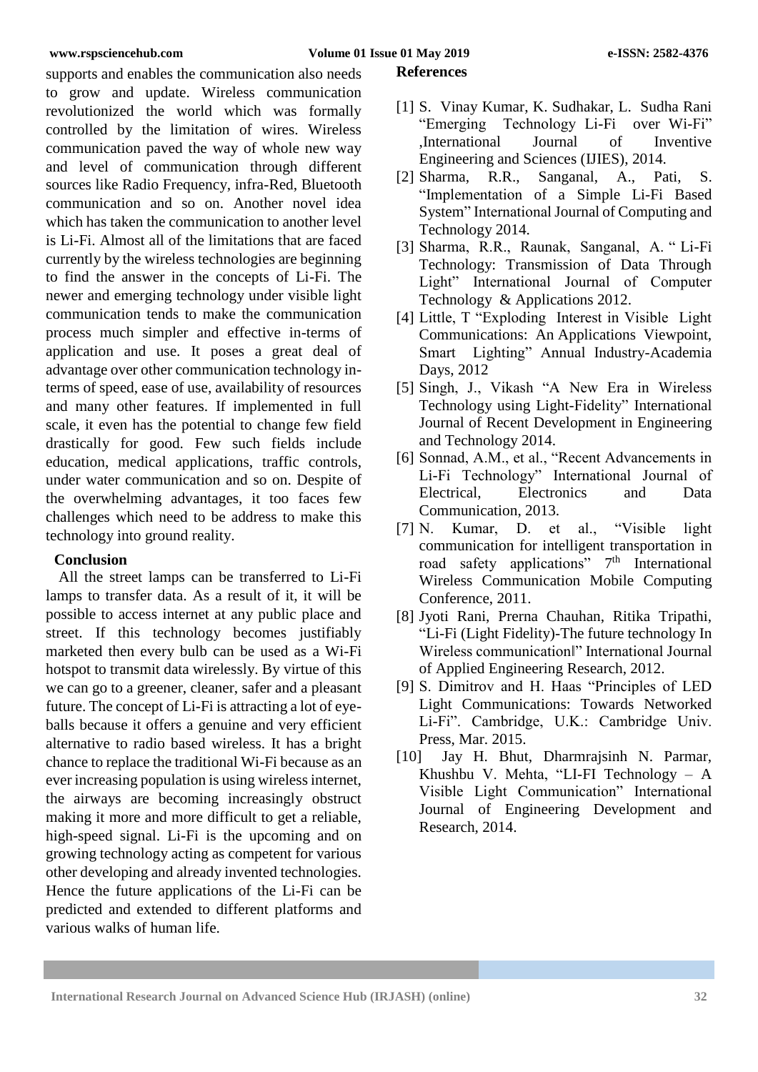supports and enables the communication also needs to grow and update. Wireless communication revolutionized the world which was formally controlled by the limitation of wires. Wireless communication paved the way of whole new way and level of communication through different sources like Radio Frequency, infra-Red, Bluetooth communication and so on. Another novel idea which has taken the communication to another level is Li-Fi. Almost all of the limitations that are faced currently by the wireless technologies are beginning to find the answer in the concepts of Li-Fi. The newer and emerging technology under visible light communication tends to make the communication process much simpler and effective in-terms of application and use. It poses a great deal of advantage over other communication technology in-terms of speed, ease of use, availability of resources and many other features. If implemented in full scale, it even has the potential to change few field drastically for good. Few such fields include education, medical applications, traffic controls, under water communication and so on. Despite of the overwhelming advantages, it too faces few challenges which need to be address to make this technology into ground reality.

## Conclusion

All the street lamps can be transferred to Li-Fi lamps to transfer data. As a result of it, it will be possible to access internet at any public place and street. If this technology becomes justifiably marketed then every bulb can be used as a Wi-Fi hotspot to transmit data wirelessly. By virtue of this we can go to a greener, cleaner, safer and a pleasant future. The concept of Li-Fi is attracting a lot of eye-balls because it offers a genuine and very efficient alternative to radio based wireless. It has a bright chance to replace the traditional Wi-Fi because as an ever increasing population is using wireless internet, the airways are becoming increasingly obstruct making it more and more difficult to get a reliable, high-speed signal. Li-Fi is the upcoming and on growing technology acting as competent for various other developing and already invented technologies. Hence the future applications of the Li-Fi can be predicted and extended to different platforms and various walks of human life.

## References

[1] S. Vinay Kumar, K. Sudhakar, L. Sudha Rani "Emerging Technology Li-Fi over Wi-Fi" ,International Journal of Inventive Engineering and Sciences (IJIES), 2014.

[2] Sharma, R.R., Sanganal, A., Pati, S. "Implementation of a Simple Li-Fi Based System" International Journal of Computing and Technology 2014.

[3] Sharma, R.R., Raunak, Sanganal, A. " Li-Fi Technology: Transmission of Data Through Light" International Journal of Computer Technology & Applications 2012.

[4] Little, T "Exploding Interest in Visible Light Communications: An Applications Viewpoint, Smart Lighting" Annual Industry-Academia Days, 2012

[5] Singh, J., Vikash "A New Era in Wireless Technology using Light-Fidelity" International Journal of Recent Development in Engineering and Technology 2014.

[6] Sonnad, A.M., et al., "Recent Advancements in Li-Fi Technology" International Journal of Electrical, Electronics and Data Communication, 2013.

[7] N. Kumar, D. et al., "Visible light communication for intelligent transportation in road safety applications" 7th International Wireless Communication Mobile Computing Conference, 2011.

[8] Jyoti Rani, Prerna Chauhan, Ritika Tripathi, "Li-Fi (Light Fidelity)-The future technology In Wireless communication‖" International Journal of Applied Engineering Research, 2012.

[9] S. Dimitrov and H. Haas "Principles of LED Light Communications: Towards Networked Li-Fi". Cambridge, U.K.: Cambridge Univ. Press, Mar. 2015.

[10] Jay H. Bhut, Dharmrajsinh N. Parmar, Khushbu V. Mehta, "LI-FI Technology – A Visible Light Communication" International Journal of Engineering Development and Research, 2014.